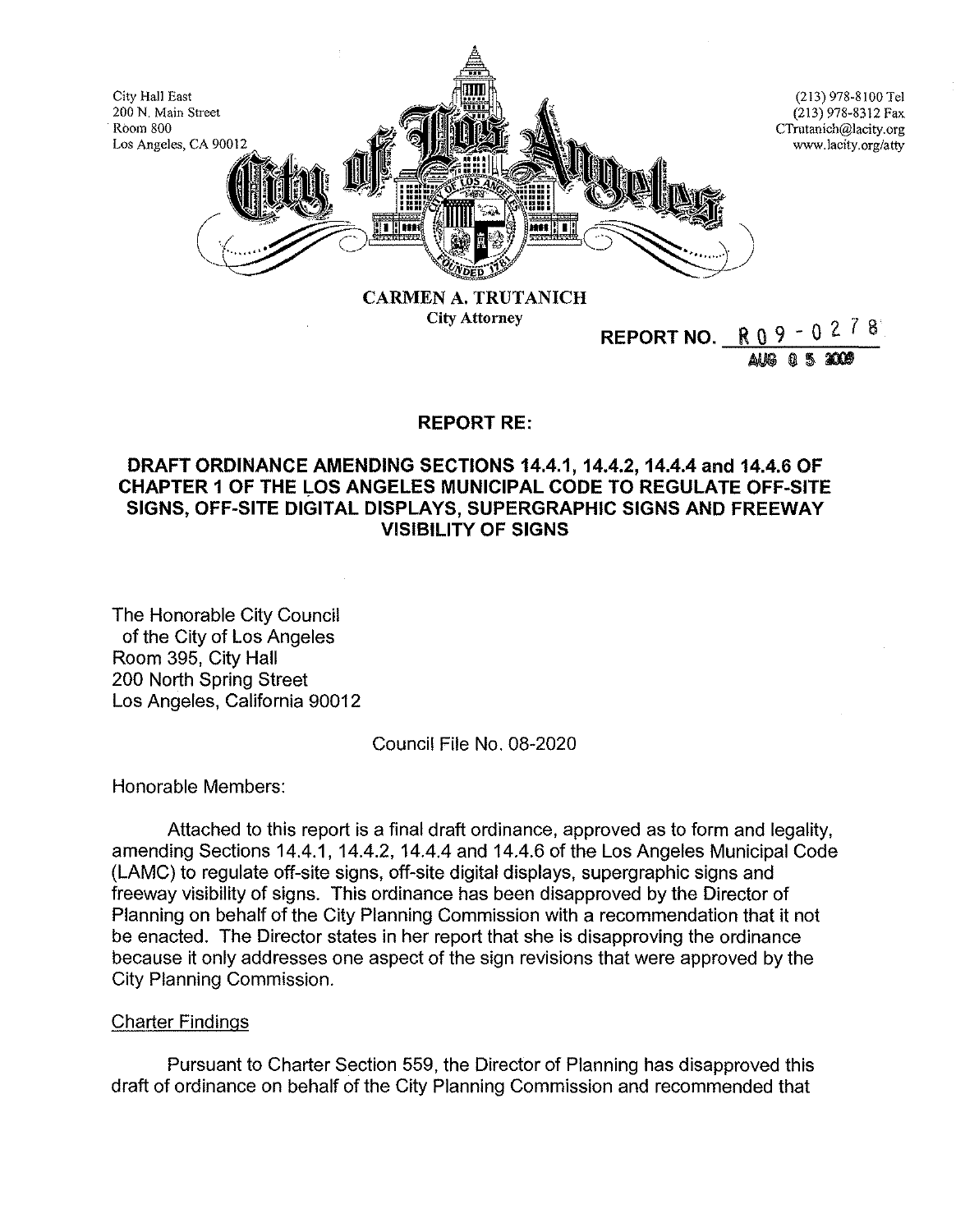City Hall East
200 N. Main Street
Room 800
Los Angeles, CA 90012

(213) 978-8100 Tel
(213) 978-8312 Fax
CTrutanich@lacity.org
www.lacity.org/atty

**City of Los Angeles**

**CARMEN A. TRUTANICH**
City Attorney

**REPORT NO. R09-0278**
AUG 05 2009

## REPORT RE:

## DRAFT ORDINANCE AMENDING SECTIONS 14.4.1, 14.4.2, 14.4.4 and 14.4.6 OF CHAPTER 1 OF THE LOS ANGELES MUNICIPAL CODE TO REGULATE OFF-SITE SIGNS, OFF-SITE DIGITAL DISPLAYS, SUPERGRAPHIC SIGNS AND FREEWAY VISIBILITY OF SIGNS

The Honorable City Council
of the City of Los Angeles
Room 395, City Hall
200 North Spring Street
Los Angeles, California 90012

Council File No. 08-2020

Honorable Members:

Attached to this report is a final draft ordinance, approved as to form and legality, amending Sections 14.4.1, 14.4.2, 14.4.4 and 14.4.6 of the Los Angeles Municipal Code (LAMC) to regulate off-site signs, off-site digital displays, supergraphic signs and freeway visibility of signs. This ordinance has been disapproved by the Director of Planning on behalf of the City Planning Commission with a recommendation that it not be enacted. The Director states in her report that she is disapproving the ordinance because it only addresses one aspect of the sign revisions that were approved by the City Planning Commission.

Charter Findings

Pursuant to Charter Section 559, the Director of Planning has disapproved this draft of ordinance on behalf of the City Planning Commission and recommended that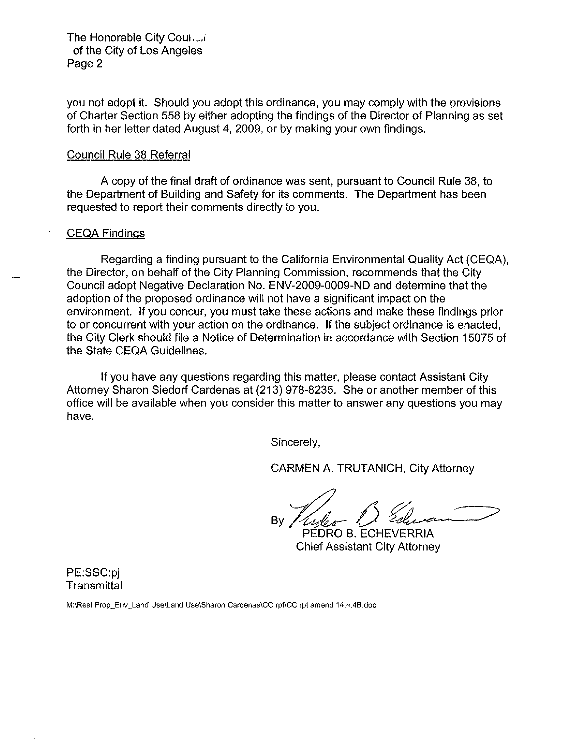you not adopt it. Should you adopt this ordinance, you may comply with the provisions of Charter Section 558 by either adopting the findings of the Director of Planning as set forth in her letter dated August 4, 2009, or by making your own findings.

Council Rule 38 Referral

A copy of the final draft of ordinance was sent, pursuant to Council Rule 38, to the Department of Building and Safety for its comments. The Department has been requested to report their comments directly to you.

CEQA Findings

Regarding a finding pursuant to the California Environmental Quality Act (CEQA), the Director, on behalf of the City Planning Commission, recommends that the City Council adopt Negative Declaration No. ENV-2009-0009-ND and determine that the adoption of the proposed ordinance will not have a significant impact on the environment. If you concur, you must take these actions and make these findings prior to or concurrent with your action on the ordinance. If the subject ordinance is enacted, the City Clerk should file a Notice of Determination in accordance with Section 15075 of the State CEQA Guidelines.

If you have any questions regarding this matter, please contact Assistant City Attorney Sharon Siedorf Cardenas at (213) 978-8235. She or another member of this office will be available when you consider this matter to answer any questions you may have.

Sincerely,

CARMEN A. TRUTANICH, City Attorney

By PEDRO B. ECHEVERRIA
Chief Assistant City Attorney

PE:SSC:pj
Transmittal

M:\Real Prop_Env_Land Use\Land Use\Sharon Cardenas\CC rpt\CC rpt amend 14.4.4B.doc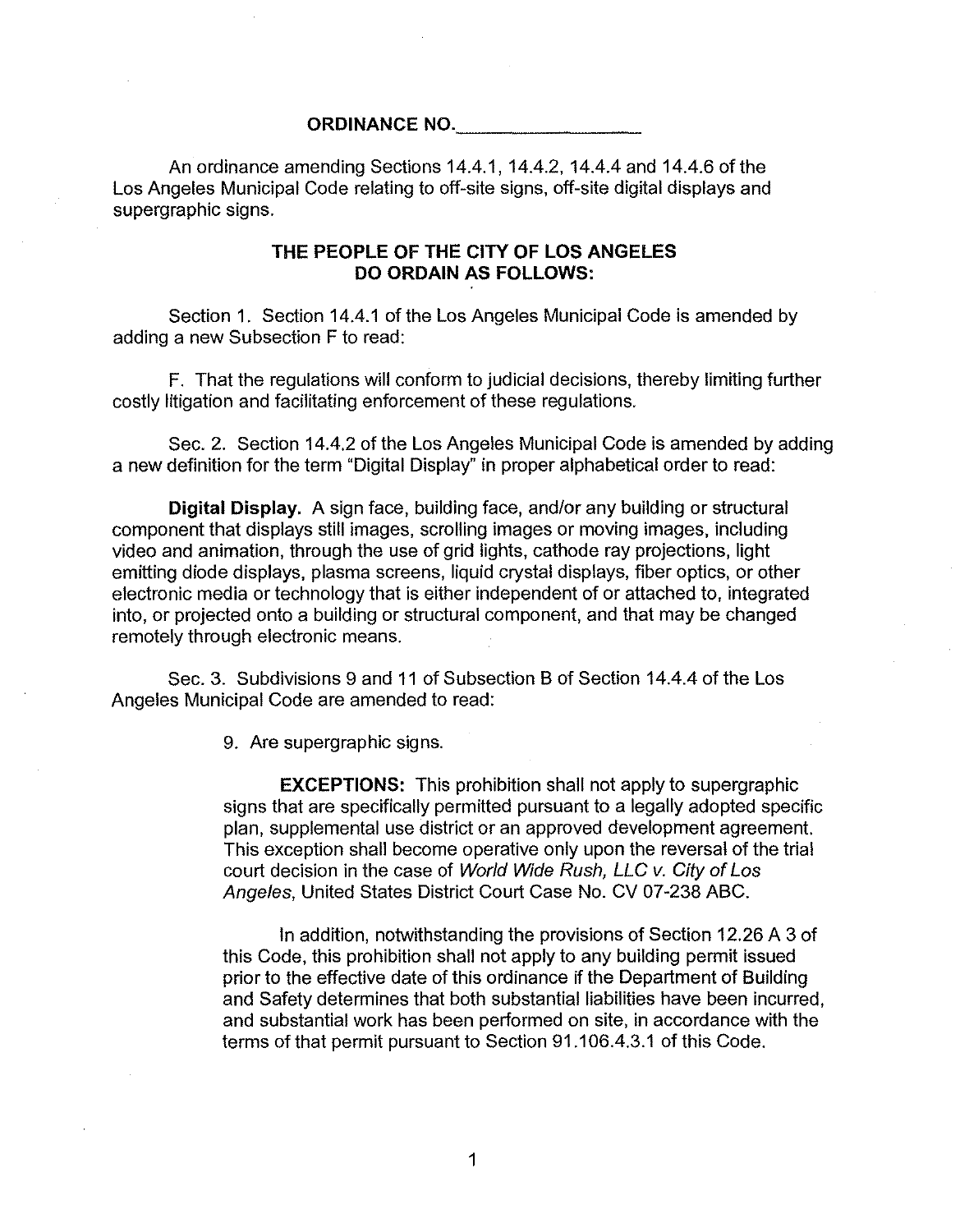**ORDINANCE NO.\_\_\_\_\_\_\_\_\_\_\_\_\_\_\_\_**

An ordinance amending Sections 14.4.1, 14.4.2, 14.4.4 and 14.4.6 of the Los Angeles Municipal Code relating to off-site signs, off-site digital displays and supergraphic signs.

**THE PEOPLE OF THE CITY OF LOS ANGELES DO ORDAIN AS FOLLOWS:**

Section 1. Section 14.4.1 of the Los Angeles Municipal Code is amended by adding a new Subsection F to read:

F. That the regulations will conform to judicial decisions, thereby limiting further costly litigation and facilitating enforcement of these regulations.

Sec. 2. Section 14.4.2 of the Los Angeles Municipal Code is amended by adding a new definition for the term "Digital Display" in proper alphabetical order to read:

**Digital Display.** A sign face, building face, and/or any building or structural component that displays still images, scrolling images or moving images, including video and animation, through the use of grid lights, cathode ray projections, light emitting diode displays, plasma screens, liquid crystal displays, fiber optics, or other electronic media or technology that is either independent of or attached to, integrated into, or projected onto a building or structural component, and that may be changed remotely through electronic means.

Sec. 3. Subdivisions 9 and 11 of Subsection B of Section 14.4.4 of the Los Angeles Municipal Code are amended to read:

9. Are supergraphic signs.

**EXCEPTIONS:** This prohibition shall not apply to supergraphic signs that are specifically permitted pursuant to a legally adopted specific plan, supplemental use district or an approved development agreement. This exception shall become operative only upon the reversal of the trial court decision in the case of *World Wide Rush, LLC v. City of Los Angeles*, United States District Court Case No. CV 07-238 ABC.

In addition, notwithstanding the provisions of Section 12.26 A 3 of this Code, this prohibition shall not apply to any building permit issued prior to the effective date of this ordinance if the Department of Building and Safety determines that both substantial liabilities have been incurred, and substantial work has been performed on site, in accordance with the terms of that permit pursuant to Section 91.106.4.3.1 of this Code.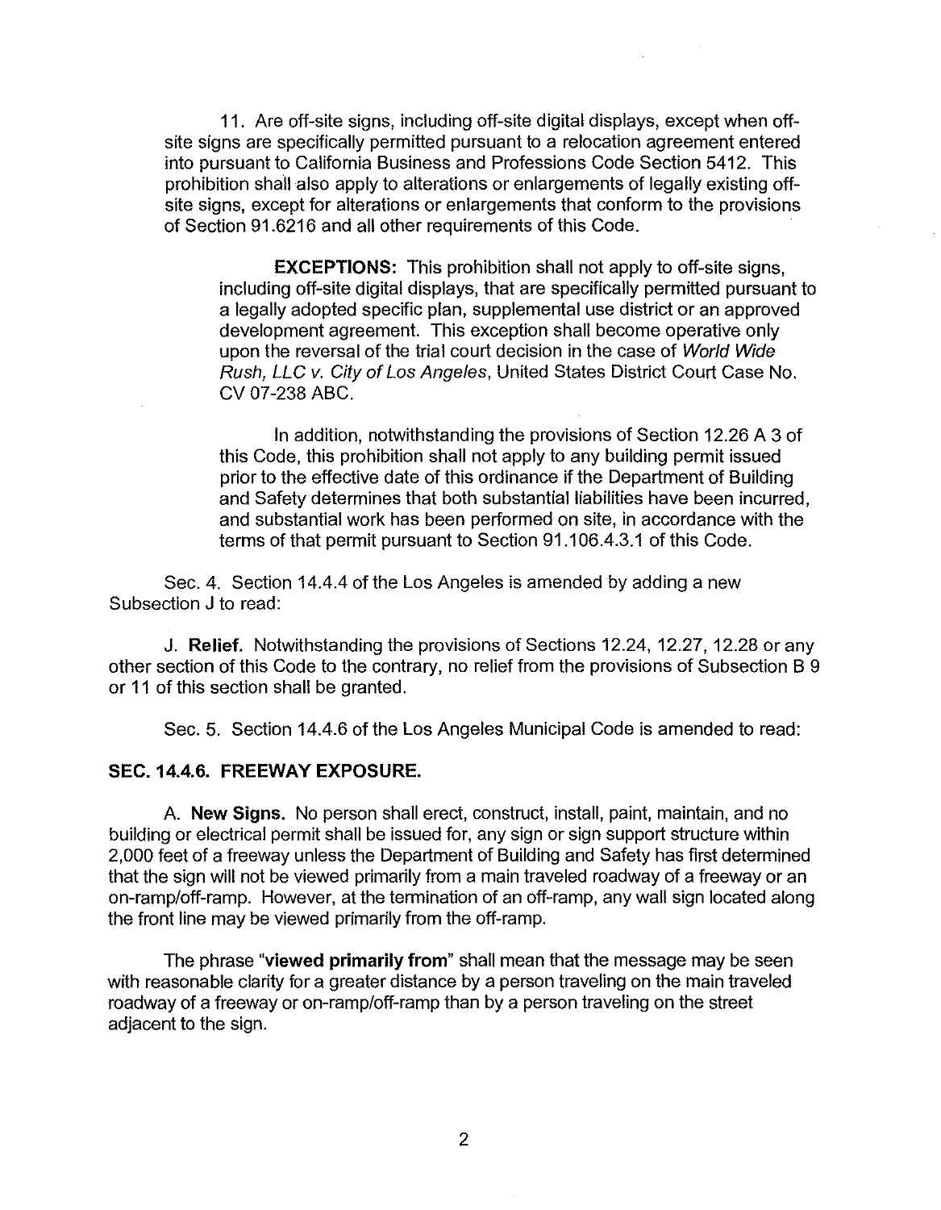11. Are off-site signs, including off-site digital displays, except when off-site signs are specifically permitted pursuant to a relocation agreement entered into pursuant to California Business and Professions Code Section 5412. This prohibition shall also apply to alterations or enlargements of legally existing off-site signs, except for alterations or enlargements that conform to the provisions of Section 91.6216 and all other requirements of this Code.

**EXCEPTIONS:** This prohibition shall not apply to off-site signs, including off-site digital displays, that are specifically permitted pursuant to a legally adopted specific plan, supplemental use district or an approved development agreement. This exception shall become operative only upon the reversal of the trial court decision in the case of *World Wide Rush, LLC v. City of Los Angeles*, United States District Court Case No. CV 07-238 ABC.

In addition, notwithstanding the provisions of Section 12.26 A 3 of this Code, this prohibition shall not apply to any building permit issued prior to the effective date of this ordinance if the Department of Building and Safety determines that both substantial liabilities have been incurred, and substantial work has been performed on site, in accordance with the terms of that permit pursuant to Section 91.106.4.3.1 of this Code.

Sec. 4. Section 14.4.4 of the Los Angeles is amended by adding a new Subsection J to read:

J. **Relief.** Notwithstanding the provisions of Sections 12.24, 12.27, 12.28 or any other section of this Code to the contrary, no relief from the provisions of Subsection B 9 or 11 of this section shall be granted.

Sec. 5. Section 14.4.6 of the Los Angeles Municipal Code is amended to read:

**SEC. 14.4.6. FREEWAY EXPOSURE.**

A. **New Signs.** No person shall erect, construct, install, paint, maintain, and no building or electrical permit shall be issued for, any sign or sign support structure within 2,000 feet of a freeway unless the Department of Building and Safety has first determined that the sign will not be viewed primarily from a main traveled roadway of a freeway or an on-ramp/off-ramp. However, at the termination of an off-ramp, any wall sign located along the front line may be viewed primarily from the off-ramp.

The phrase "**viewed primarily from**" shall mean that the message may be seen with reasonable clarity for a greater distance by a person traveling on the main traveled roadway of a freeway or on-ramp/off-ramp than by a person traveling on the street adjacent to the sign.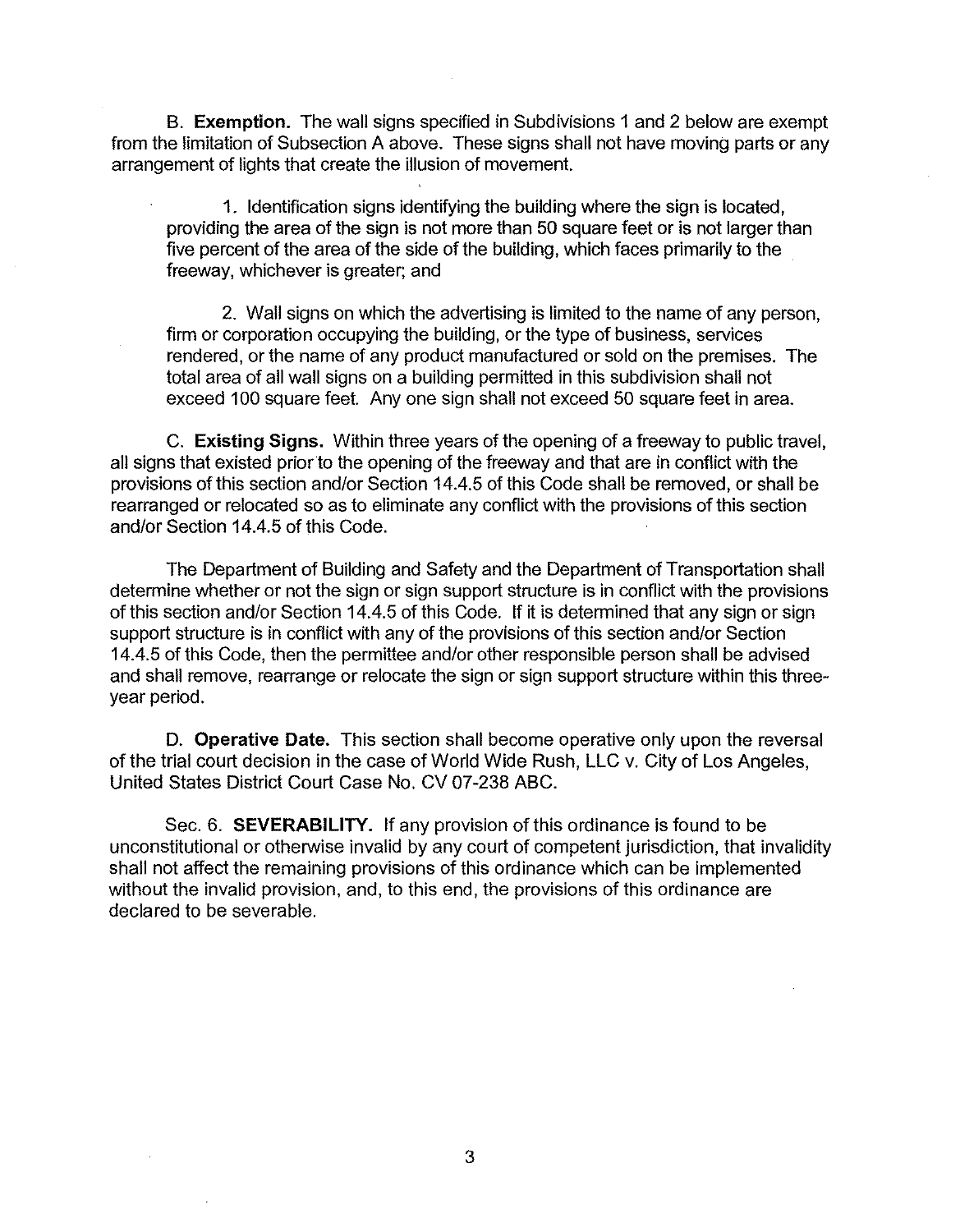B. **Exemption.** The wall signs specified in Subdivisions 1 and 2 below are exempt from the limitation of Subsection A above. These signs shall not have moving parts or any arrangement of lights that create the illusion of movement.

1. Identification signs identifying the building where the sign is located, providing the area of the sign is not more than 50 square feet or is not larger than five percent of the area of the side of the building, which faces primarily to the freeway, whichever is greater; and

2. Wall signs on which the advertising is limited to the name of any person, firm or corporation occupying the building, or the type of business, services rendered, or the name of any product manufactured or sold on the premises. The total area of all wall signs on a building permitted in this subdivision shall not exceed 100 square feet. Any one sign shall not exceed 50 square feet in area.

C. **Existing Signs.** Within three years of the opening of a freeway to public travel, all signs that existed prior to the opening of the freeway and that are in conflict with the provisions of this section and/or Section 14.4.5 of this Code shall be removed, or shall be rearranged or relocated so as to eliminate any conflict with the provisions of this section and/or Section 14.4.5 of this Code.

The Department of Building and Safety and the Department of Transportation shall determine whether or not the sign or sign support structure is in conflict with the provisions of this section and/or Section 14.4.5 of this Code. If it is determined that any sign or sign support structure is in conflict with any of the provisions of this section and/or Section 14.4.5 of this Code, then the permittee and/or other responsible person shall be advised and shall remove, rearrange or relocate the sign or sign support structure within this three-year period.

D. **Operative Date.** This section shall become operative only upon the reversal of the trial court decision in the case of World Wide Rush, LLC v. City of Los Angeles, United States District Court Case No. CV 07-238 ABC.

Sec. 6. **SEVERABILITY.** If any provision of this ordinance is found to be unconstitutional or otherwise invalid by any court of competent jurisdiction, that invalidity shall not affect the remaining provisions of this ordinance which can be implemented without the invalid provision, and, to this end, the provisions of this ordinance are declared to be severable.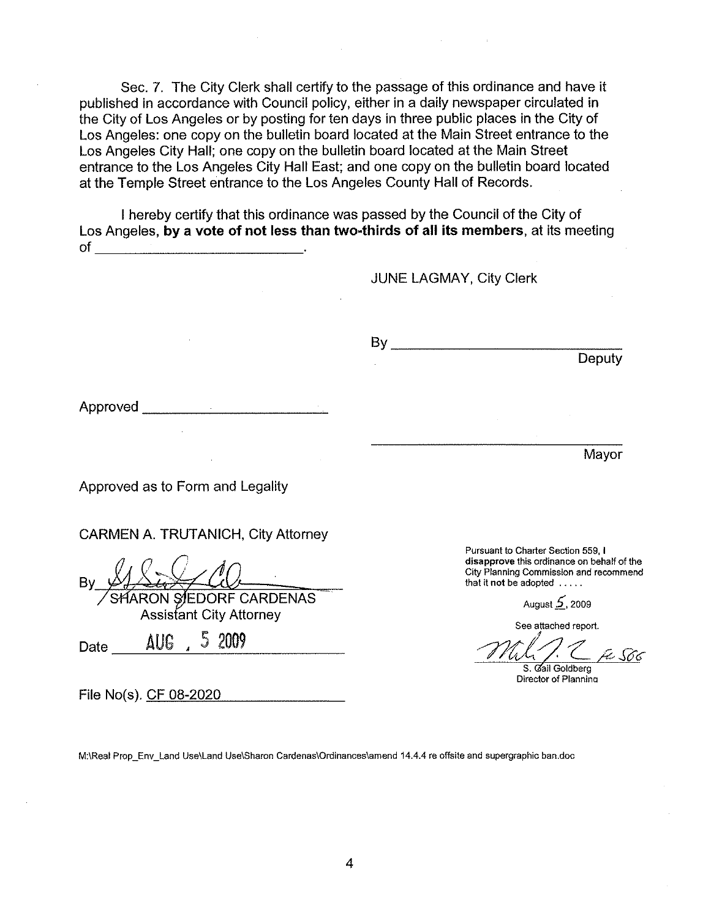Sec. 7. The City Clerk shall certify to the passage of this ordinance and have it published in accordance with Council policy, either in a daily newspaper circulated in the City of Los Angeles or by posting for ten days in three public places in the City of Los Angeles: one copy on the bulletin board located at the Main Street entrance to the Los Angeles City Hall; one copy on the bulletin board located at the Main Street entrance to the Los Angeles City Hall East; and one copy on the bulletin board located at the Temple Street entrance to the Los Angeles County Hall of Records.

I hereby certify that this ordinance was passed by the Council of the City of Los Angeles, **by a vote of not less than two-thirds of all its members**, at its meeting of ____________________.

JUNE LAGMAY, City Clerk

By ____________________
Deputy

Approved ____________________

____________________
Mayor

Approved as to Form and Legality

CARMEN A. TRUTANICH, City Attorney

By [signature]
SHARON SIEDORF CARDENAS
Assistant City Attorney

Date AUG . 5 2009

File No(s). CF 08-2020

Pursuant to Charter Section 559, I **disapprove** this ordinance on behalf of the City Planning Commission and recommend that it **not** be adopted .....

August 5, 2009

See attached report.

[signature] for SGG
S. Gail Goldberg
Director of Planning

M:\Real Prop_Env_Land Use\Land Use\Sharon Cardenas\Ordinances\amend 14.4.4 re offsite and supergraphic ban.doc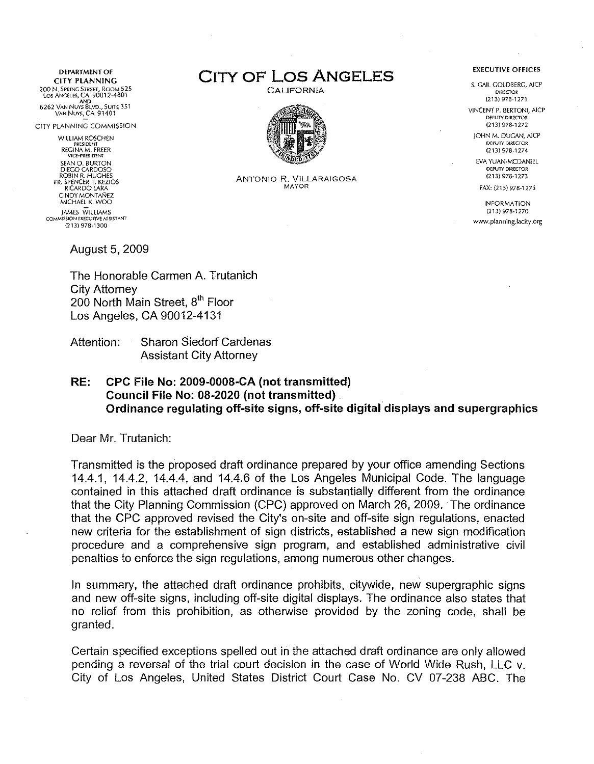DEPARTMENT OF
**CITY PLANNING**
200 N. SPRING STREET, ROOM 525
LOS ANGELES, CA 90012-4801
AND
6262 VAN NUYS BLVD., SUITE 351
VAN NUYS, CA 91401

CITY PLANNING COMMISSION

WILLIAM ROSCHEN
PRESIDENT
REGINA M. FREER
VICE-PRESIDENT
SEAN O. BURTON
DIEGO CARDOSO
ROBIN R. HUGHES
FR. SPENCER T. KEZIOS
RICARDO LARA
CINDY MONTAÑEZ
MICHAEL K. WOO

JAMES WILLIAMS
COMMISSION EXECUTIVE ASSISTANT
(213) 978-1300

# CITY OF LOS ANGELES

CALIFORNIA

ANTONIO R. VILLARAIGOSA
MAYOR

EXECUTIVE OFFICES

S. GAIL GOLDBERG, AICP
DIRECTOR
(213) 978-1271

VINCENT P. BERTONI, AICP
DEPUTY DIRECTOR
(213) 978-1272

JOHN M. DUGAN, AICP
DEPUTY DIRECTOR
(213) 978-1274

EVA YUAN-MCDANIEL
DEPUTY DIRECTOR
(213) 978-1273

FAX: (213) 978-1275

INFORMATION
(213) 978-1270
www.planning.lacity.org

August 5, 2009

The Honorable Carmen A. Trutanich
City Attorney
200 North Main Street, 8th Floor
Los Angeles, CA 90012-4131

Attention: Sharon Siedorf Cardenas
Assistant City Attorney

**RE: CPC File No: 2009-0008-CA (not transmitted)**
**Council File No: 08-2020 (not transmitted)**
**Ordinance regulating off-site signs, off-site digital displays and supergraphics**

Dear Mr. Trutanich:

Transmitted is the proposed draft ordinance prepared by your office amending Sections 14.4.1, 14.4.2, 14.4.4, and 14.4.6 of the Los Angeles Municipal Code. The language contained in this attached draft ordinance is substantially different from the ordinance that the City Planning Commission (CPC) approved on March 26, 2009. The ordinance that the CPC approved revised the City's on-site and off-site sign regulations, enacted new criteria for the establishment of sign districts, established a new sign modification procedure and a comprehensive sign program, and established administrative civil penalties to enforce the sign regulations, among numerous other changes.

In summary, the attached draft ordinance prohibits, citywide, new supergraphic signs and new off-site signs, including off-site digital displays. The ordinance also states that no relief from this prohibition, as otherwise provided by the zoning code, shall be granted.

Certain specified exceptions spelled out in the attached draft ordinance are only allowed pending a reversal of the trial court decision in the case of World Wide Rush, LLC v. City of Los Angeles, United States District Court Case No. CV 07-238 ABC. The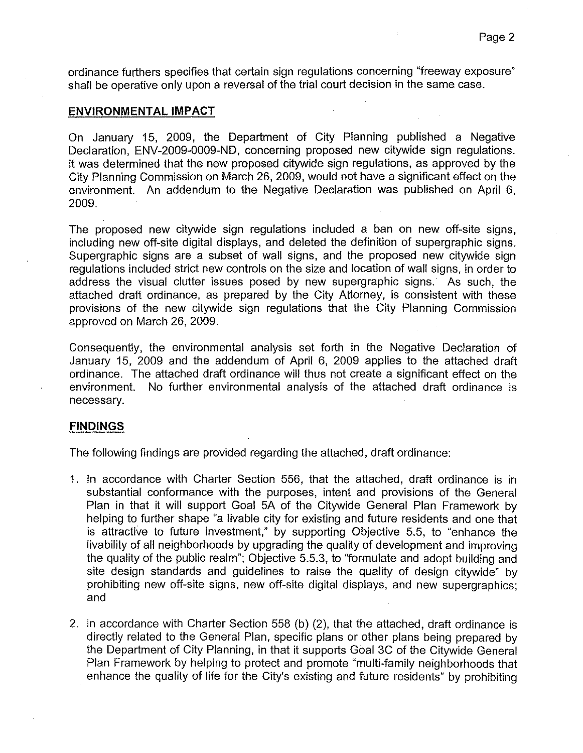ordinance furthers specifies that certain sign regulations concerning "freeway exposure" shall be operative only upon a reversal of the trial court decision in the same case.

## ENVIRONMENTAL IMPACT

On January 15, 2009, the Department of City Planning published a Negative Declaration, ENV-2009-0009-ND, concerning proposed new citywide sign regulations. It was determined that the new proposed citywide sign regulations, as approved by the City Planning Commission on March 26, 2009, would not have a significant effect on the environment. An addendum to the Negative Declaration was published on April 6, 2009.

The proposed new citywide sign regulations included a ban on new off-site signs, including new off-site digital displays, and deleted the definition of supergraphic signs. Supergraphic signs are a subset of wall signs, and the proposed new citywide sign regulations included strict new controls on the size and location of wall signs, in order to address the visual clutter issues posed by new supergraphic signs. As such, the attached draft ordinance, as prepared by the City Attorney, is consistent with these provisions of the new citywide sign regulations that the City Planning Commission approved on March 26, 2009.

Consequently, the environmental analysis set forth in the Negative Declaration of January 15, 2009 and the addendum of April 6, 2009 applies to the attached draft ordinance. The attached draft ordinance will thus not create a significant effect on the environment. No further environmental analysis of the attached draft ordinance is necessary.

## FINDINGS

The following findings are provided regarding the attached, draft ordinance:

1. In accordance with Charter Section 556, that the attached, draft ordinance is in substantial conformance with the purposes, intent and provisions of the General Plan in that it will support Goal 5A of the Citywide General Plan Framework by helping to further shape "a livable city for existing and future residents and one that is attractive to future investment," by supporting Objective 5.5, to "enhance the livability of all neighborhoods by upgrading the quality of development and improving the quality of the public realm"; Objective 5.5.3, to "formulate and adopt building and site design standards and guidelines to raise the quality of design citywide" by prohibiting new off-site signs, new off-site digital displays, and new supergraphics; and

2. in accordance with Charter Section 558 (b) (2), that the attached, draft ordinance is directly related to the General Plan, specific plans or other plans being prepared by the Department of City Planning, in that it supports Goal 3C of the Citywide General Plan Framework by helping to protect and promote "multi-family neighborhoods that enhance the quality of life for the City's existing and future residents" by prohibiting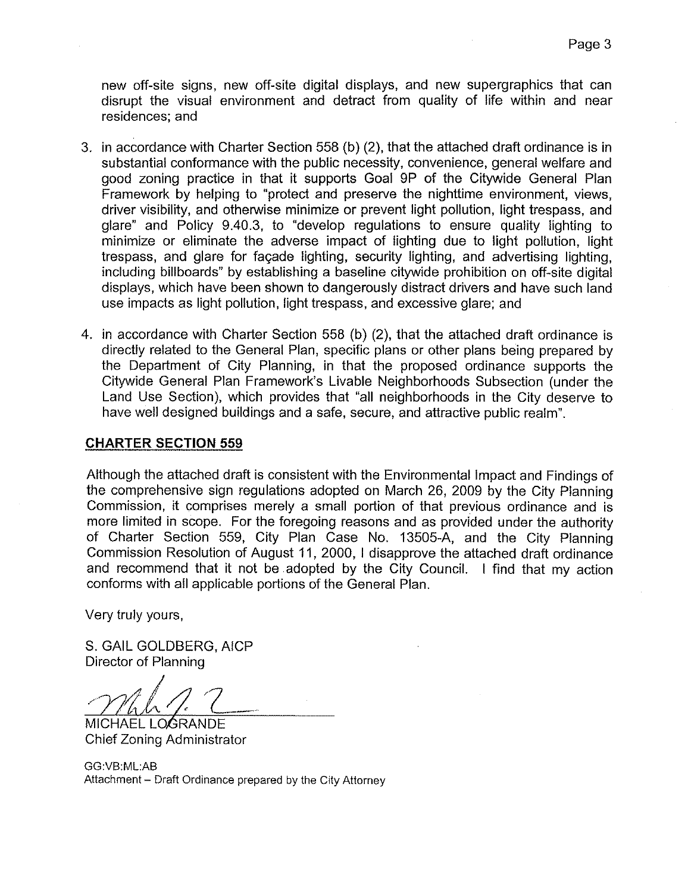new off-site signs, new off-site digital displays, and new supergraphics that can disrupt the visual environment and detract from quality of life within and near residences; and

3. in accordance with Charter Section 558 (b) (2), that the attached draft ordinance is in substantial conformance with the public necessity, convenience, general welfare and good zoning practice in that it supports Goal 9P of the Citywide General Plan Framework by helping to "protect and preserve the nighttime environment, views, driver visibility, and otherwise minimize or prevent light pollution, light trespass, and glare" and Policy 9.40.3, to "develop regulations to ensure quality lighting to minimize or eliminate the adverse impact of lighting due to light pollution, light trespass, and glare for façade lighting, security lighting, and advertising lighting, including billboards" by establishing a baseline citywide prohibition on off-site digital displays, which have been shown to dangerously distract drivers and have such land use impacts as light pollution, light trespass, and excessive glare; and

4. in accordance with Charter Section 558 (b) (2), that the attached draft ordinance is directly related to the General Plan, specific plans or other plans being prepared by the Department of City Planning, in that the proposed ordinance supports the Citywide General Plan Framework's Livable Neighborhoods Subsection (under the Land Use Section), which provides that "all neighborhoods in the City deserve to have well designed buildings and a safe, secure, and attractive public realm".

## CHARTER SECTION 559

Although the attached draft is consistent with the Environmental Impact and Findings of the comprehensive sign regulations adopted on March 26, 2009 by the City Planning Commission, it comprises merely a small portion of that previous ordinance and is more limited in scope. For the foregoing reasons and as provided under the authority of Charter Section 559, City Plan Case No. 13505-A, and the City Planning Commission Resolution of August 11, 2000, I disapprove the attached draft ordinance and recommend that it not be adopted by the City Council. I find that my action conforms with all applicable portions of the General Plan.

Very truly yours,

S. GAIL GOLDBERG, AICP
Director of Planning

MICHAEL LOGRANDE
Chief Zoning Administrator

GG:VB:ML:AB
Attachment – Draft Ordinance prepared by the City Attorney